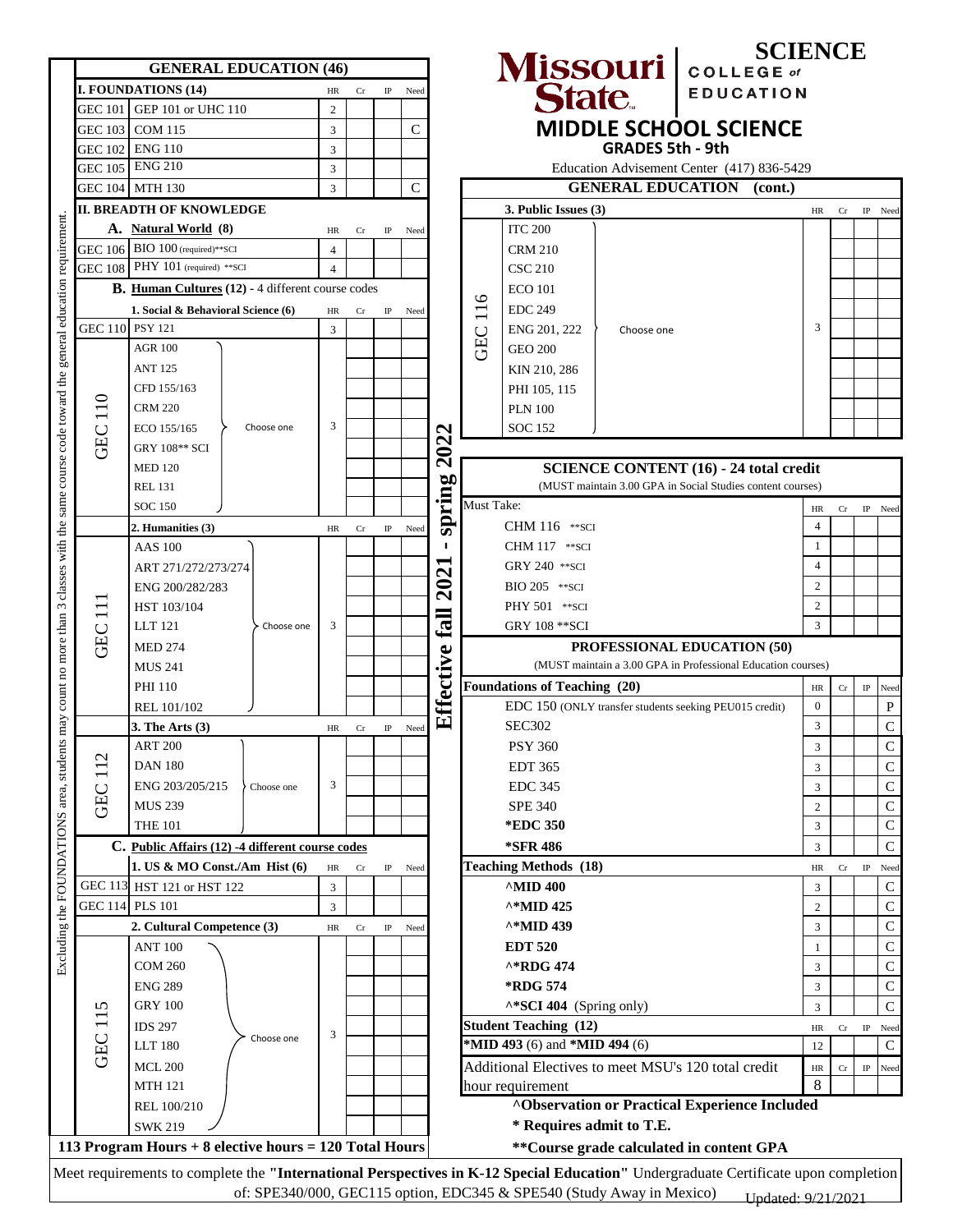# SCIENCE

**Missouri State** | COLLEGE of EDUCATION

## MIDDLE SCHOOL SCIENCE

### GRADES 5th - 9th

Education Advisement Center (417) 836-5429

**Effective fall 2021 - spring 2022**

## GENERAL EDUCATION (46)

*Excluding the FOUNDATIONS area, students may count no more than 3 classes with the same course code toward the general education requirement.*

| | I. FOUNDATIONS (14) | HR | Cr | IP | Need |
|---|---|---|---|---|---|
| GEC 101 | GEP 101 or UHC 110 | 2 | | | |
| GEC 103 | COM 115 | 3 | | | C |
| GEC 102 | ENG 110 | 3 | | | |
| GEC 105 | ENG 210 | 3 | | | |
| GEC 104 | MTH 130 | 3 | | | C |
| | **II. BREADTH OF KNOWLEDGE** | | | | |
| | **A. Natural World (8)** | HR | Cr | IP | Need |
| GEC 106 | BIO 100 (required)**SCI | 4 | | | |
| GEC 108 | PHY 101 (required) **SCI | 4 | | | |
| | **B. Human Cultures (12)** - 4 different course codes | | | | |
| | **1. Social & Behavioral Science (6)** | HR | Cr | IP | Need |
| GEC 110 | PSY 121 | 3 | | | |
| GEC 110 | Choose one: AGR 100, ANT 125, CFD 155/163, CRM 220, ECO 155/165, GRY 108** SCI, MED 120, REL 131, SOC 150 | 3 | | | |
| | **2. Humanities (3)** | HR | Cr | IP | Need |
| GEC 111 | Choose one: AAS 100, ART 271/272/273/274, ENG 200/282/283, HST 103/104, LLT 121, MED 274, MUS 241, PHI 110, REL 101/102 | 3 | | | |
| | **3. The Arts (3)** | HR | Cr | IP | Need |
| GEC 112 | Choose one: ART 200, DAN 180, ENG 203/205/215, MUS 239, THE 101 | 3 | | | |
| | **C. Public Affairs (12) -4 different course codes** | | | | |
| | **1. US & MO Const./Am Hist (6)** | HR | Cr | IP | Need |
| GEC 113 | HST 121 or HST 122 | 3 | | | |
| GEC 114 | PLS 101 | 3 | | | |
| | **2. Cultural Competence (3)** | HR | Cr | IP | Need |
| GEC 115 | Choose one: ANT 100, COM 260, ENG 289, GRY 100, IDS 297, LLT 180, MCL 200, MTH 121, REL 100/210, SWK 219 | 3 | | | |

**113 Program Hours + 8 elective hours = 120 Total Hours**

## GENERAL EDUCATION (cont.)

| | 3. Public Issues (3) | HR | Cr | IP | Need |
|---|---|---|---|---|---|
| GEC 116 | Choose one: ITC 200, CRM 210, CSC 210, ECO 101, EDC 249, ENG 201, 222, GEO 200, KIN 210, 286, PHI 105, 115, PLN 100, SOC 152 | 3 | | | |

## SCIENCE CONTENT (16) - 24 total credit

(MUST maintain 3.00 GPA in Social Studies content courses)

| Must Take: | HR | Cr | IP | Need |
|---|---|---|---|---|
| CHM 116 **SCI | 4 | | | |
| CHM 117 **SCI | 1 | | | |
| GRY 240 **SCI | 4 | | | |
| BIO 205 **SCI | 2 | | | |
| PHY 501 **SCI | 2 | | | |
| GRY 108 **SCI | 3 | | | |

## PROFESSIONAL EDUCATION (50)

(MUST maintain a 3.00 GPA in Professional Education courses)

| **Foundations of Teaching (20)** | HR | Cr | IP | Need |
|---|---|---|---|---|
| EDC 150 (ONLY transfer students seeking PEU015 credit) | 0 | | | P |
| SEC302 | 3 | | | C |
| PSY 360 | 3 | | | C |
| EDT 365 | 3 | | | C |
| EDC 345 | 3 | | | C |
| SPE 340 | 2 | | | C |
| ***EDC 350** | 3 | | | C |
| ***SFR 486** | 3 | | | C |
| **Teaching Methods (18)** | HR | Cr | IP | Need |
| **^MID 400** | 3 | | | C |
| **^*MID 425** | 2 | | | C |
| **^*MID 439** | 3 | | | C |
| **EDT 520** | 1 | | | C |
| **^*RDG 474** | 3 | | | C |
| ***RDG 574** | 3 | | | C |
| **^*SCI 404** (Spring only) | 3 | | | C |
| **Student Teaching (12)** | HR | Cr | IP | Need |
| ***MID 493** (6) and ***MID 494** (6) | 12 | | | C |
| Additional Electives to meet MSU's 120 total credit hour requirement | 8 | | | |

**^Observation or Practical Experience Included**

*** Requires admit to T.E.**

****Course grade calculated in content GPA**

Meet requirements to complete the **"International Perspectives in K-12 Special Education"** Undergraduate Certificate upon completion of: SPE340/000, GEC115 option, EDC345 & SPE540 (Study Away in Mexico)

Updated: 9/21/2021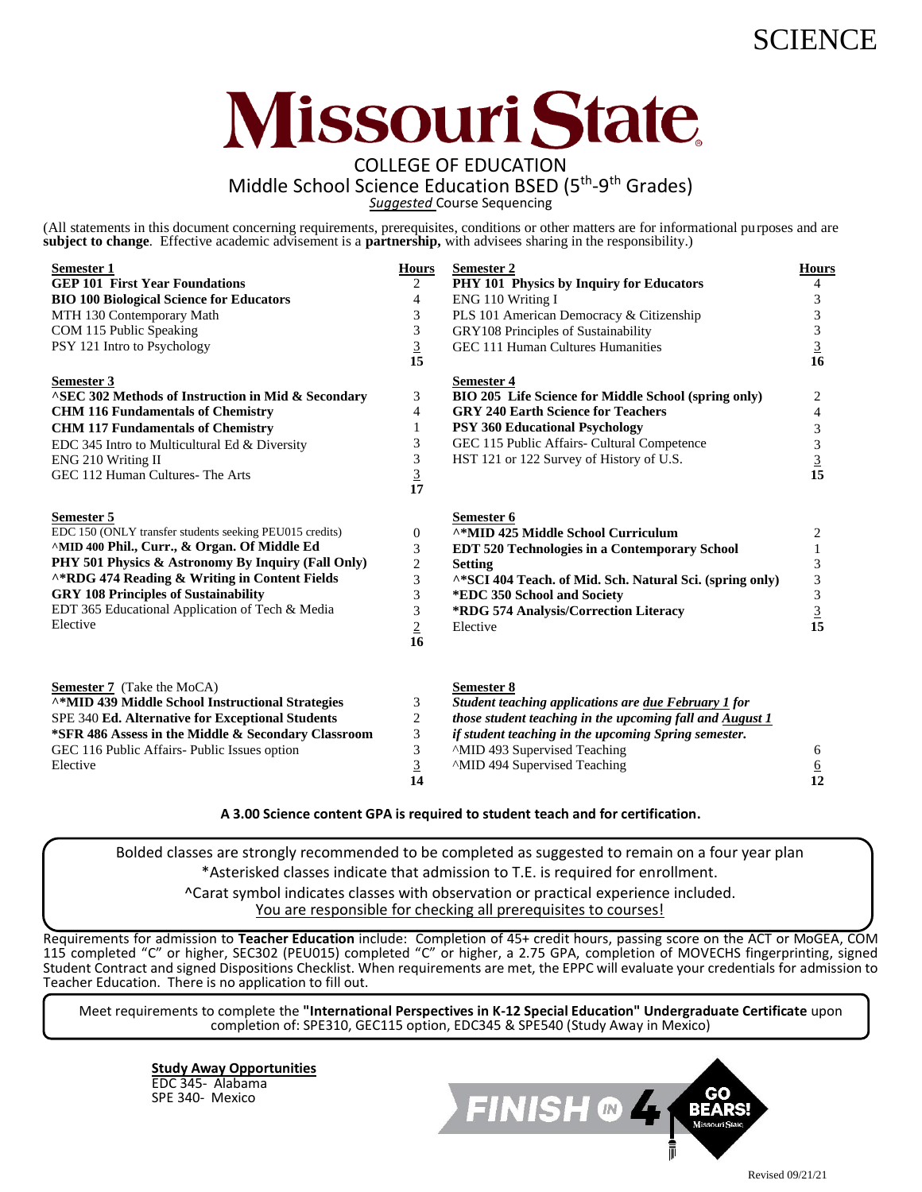SCIENCE

# Missouri State

## COLLEGE OF EDUCATION

## Middle School Science Education BSED (5th-9th Grades)

*Suggested* Course Sequencing

(All statements in this document concerning requirements, prerequisites, conditions or other matters are for informational purposes and are **subject to change**. Effective academic advisement is a **partnership,** with advisees sharing in the responsibility.)

| Semester 1 | Hours | Semester 2 | Hours |
|---|---|---|---|
| **GEP 101 First Year Foundations** | 2 | **PHY 101 Physics by Inquiry for Educators** | 4 |
| **BIO 100 Biological Science for Educators** | 4 | ENG 110 Writing I | 3 |
| MTH 130 Contemporary Math | 3 | PLS 101 American Democracy & Citizenship | 3 |
| COM 115 Public Speaking | 3 | GRY108 Principles of Sustainability | 3 |
| PSY 121 Intro to Psychology | 3 | GEC 111 Human Cultures Humanities | 3 |
| | **15** | | **16** |

| Semester 3 | Hours | Semester 4 | Hours |
|---|---|---|---|
| **^SEC 302 Methods of Instruction in Mid & Secondary** | 3 | **BIO 205 Life Science for Middle School (spring only)** | 2 |
| **CHM 116 Fundamentals of Chemistry** | 4 | **GRY 240 Earth Science for Teachers** | 4 |
| **CHM 117 Fundamentals of Chemistry** | 1 | **PSY 360 Educational Psychology** | 3 |
| EDC 345 Intro to Multicultural Ed & Diversity | 3 | GEC 115 Public Affairs- Cultural Competence | 3 |
| ENG 210 Writing II | 3 | HST 121 or 122 Survey of History of U.S. | 3 |
| GEC 112 Human Cultures- The Arts | 3 | | **15** |
| | **17** | | |

| Semester 5 | Hours | Semester 6 | Hours |
|---|---|---|---|
| EDC 150 (ONLY transfer students seeking PEU015 credits) | 0 | **^*MID 425 Middle School Curriculum** | 2 |
| **^MID 400 Phil., Curr., & Organ. Of Middle Ed** | 3 | **EDT 520 Technologies in a Contemporary School Setting** | 1 |
| **PHY 501 Physics & Astronomy By Inquiry (Fall Only)** | 2 | **^*SCI 404 Teach. of Mid. Sch. Natural Sci. (spring only)** | 3 |
| **^*RDG 474 Reading & Writing in Content Fields** | 3 | ***EDC 350 School and Society** | 3 |
| **GRY 108 Principles of Sustainability** | 3 | ***RDG 574 Analysis/Correction Literacy** | 3 |
| EDT 365 Educational Application of Tech & Media | 3 | Elective | 3 |
| Elective | 2 | | **15** |
| | **16** | | |

| Semester 7 (Take the MoCA) | Hours | Semester 8 | Hours |
|---|---|---|---|
| **^*MID 439 Middle School Instructional Strategies** | 3 | ***Student teaching applications are due February 1 for those student teaching in the upcoming fall and August 1 if student teaching in the upcoming Spring semester.*** | |
| SPE 340 **Ed. Alternative for Exceptional Students** | 2 | | |
| ***SFR 486 Assess in the Middle & Secondary Classroom** | 3 | | |
| GEC 116 Public Affairs- Public Issues option | 3 | ^MID 493 Supervised Teaching | 6 |
| Elective | 3 | ^MID 494 Supervised Teaching | 6 |
| | **14** | | **12** |

**A 3.00 Science content GPA is required to student teach and for certification.**

Bolded classes are strongly recommended to be completed as suggested to remain on a four year plan
*Asterisked classes indicate that admission to T.E. is required for enrollment.
^Carat symbol indicates classes with observation or practical experience included.
You are responsible for checking all prerequisites to courses!

Requirements for admission to **Teacher Education** include: Completion of 45+ credit hours, passing score on the ACT or MoGEA, COM 115 completed "C" or higher, SEC302 (PEU015) completed "C" or higher, a 2.75 GPA, completion of MOVECHS fingerprinting, signed Student Contract and signed Dispositions Checklist. When requirements are met, the EPPC will evaluate your credentials for admission to Teacher Education. There is no application to fill out.

Meet requirements to complete the **"International Perspectives in K-12 Special Education" Undergraduate Certificate** upon completion of: SPE310, GEC115 option, EDC345 & SPE540 (Study Away in Mexico)

**Study Away Opportunities**
EDC 345- Alabama
SPE 340- Mexico

FINISH IN 4 GO BEARS! Missouri State

Revised 09/21/21